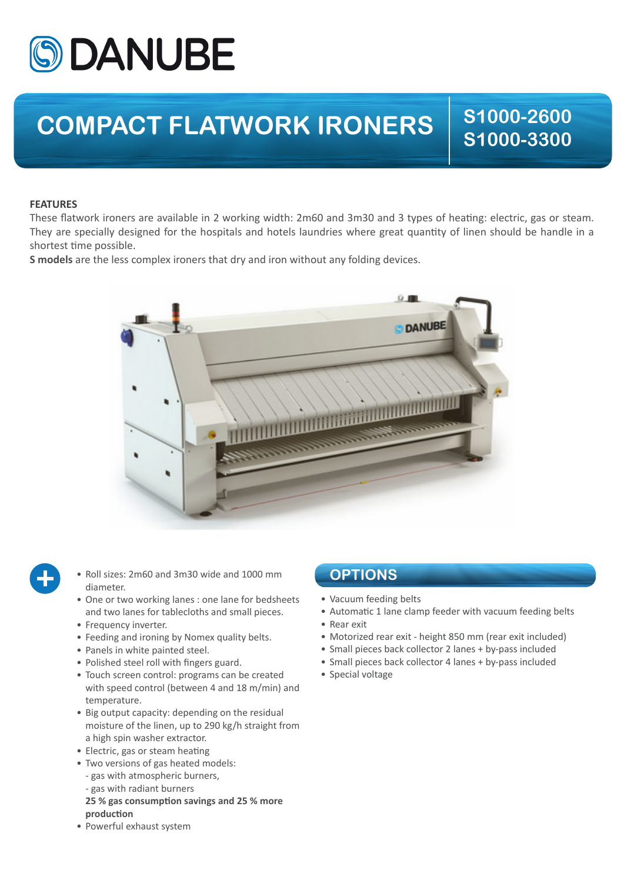# DANUBE

# COMPACT FLATWORK IRONERS

## S1000-2600
## S1000-3300

**FEATURES**

These flatwork ironers are available in 2 working width: 2m60 and 3m30 and 3 types of heating: electric, gas or steam. They are specially designed for the hospitals and hotels laundries where great quantity of linen should be handle in a shortest time possible.

**S models** are the less complex ironers that dry and iron without any folding devices.

- Roll sizes: 2m60 and 3m30 wide and 1000 mm diameter.
- One or two working lanes : one lane for bedsheets and two lanes for tablecloths and small pieces.
- Frequency inverter.
- Feeding and ironing by Nomex quality belts.
- Panels in white painted steel.
- Polished steel roll with fingers guard.
- Touch screen control: programs can be created with speed control (between 4 and 18 m/min) and temperature.
- Big output capacity: depending on the residual moisture of the linen, up to 290 kg/h straight from a high spin washer extractor.
- Electric, gas or steam heating
- Two versions of gas heated models:
  - gas with atmospheric burners,
  - gas with radiant burners

  **25 % gas consumption savings and 25 % more production**
- Powerful exhaust system

## OPTIONS

- Vacuum feeding belts
- Automatic 1 lane clamp feeder with vacuum feeding belts
- Rear exit
- Motorized rear exit - height 850 mm (rear exit included)
- Small pieces back collector 2 lanes + by-pass included
- Small pieces back collector 4 lanes + by-pass included
- Special voltage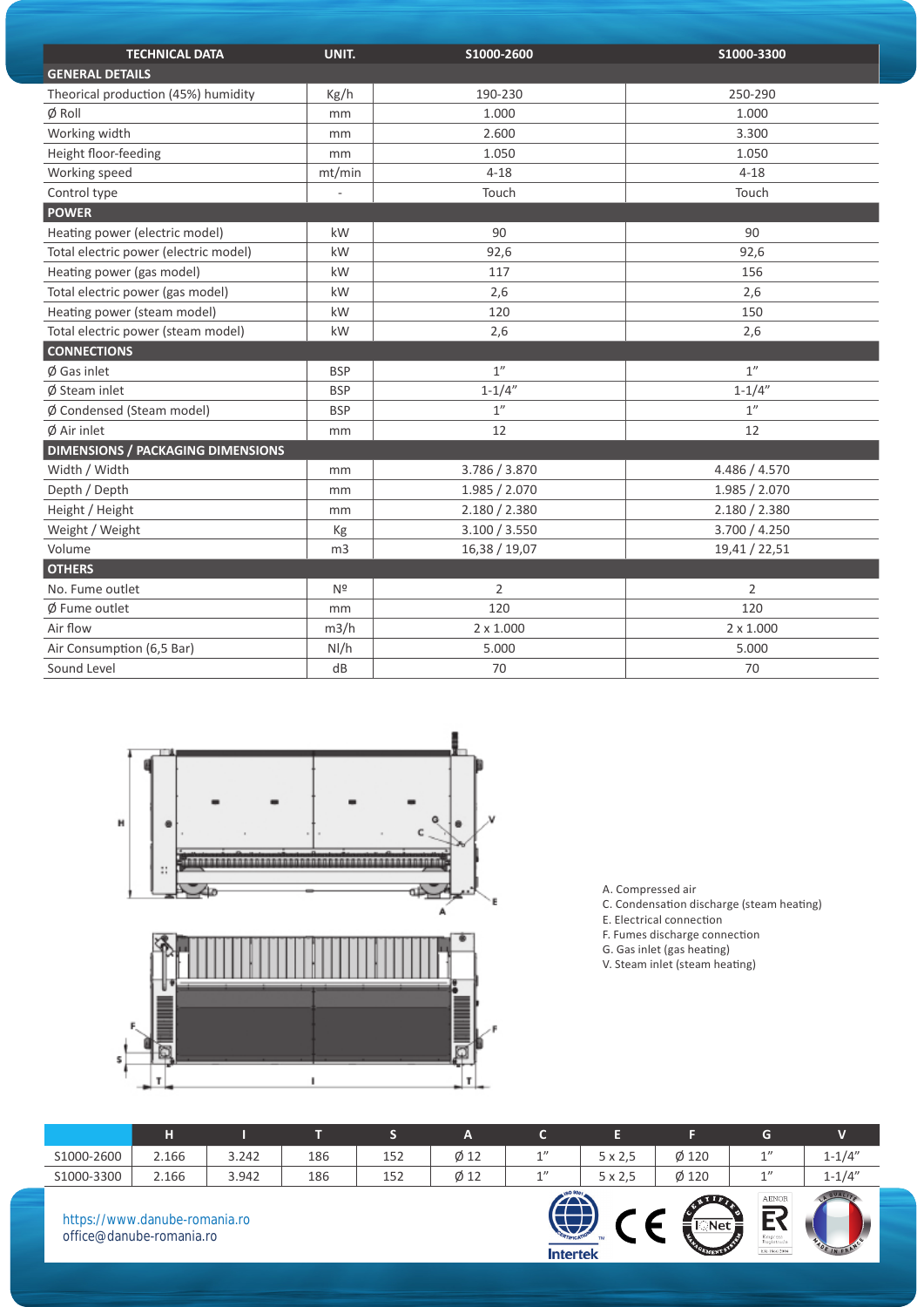| TECHNICAL DATA | UNIT. | S1000-2600 | S1000-3300 |
|---|---|---|---|
| **GENERAL DETAILS** | | | |
| Theorical production (45%) humidity | Kg/h | 190-230 | 250-290 |
| Ø Roll | mm | 1.000 | 1.000 |
| Working width | mm | 2.600 | 3.300 |
| Height floor-feeding | mm | 1.050 | 1.050 |
| Working speed | mt/min | 4-18 | 4-18 |
| Control type | - | Touch | Touch |
| **POWER** | | | |
| Heating power (electric model) | kW | 90 | 90 |
| Total electric power (electric model) | kW | 92,6 | 92,6 |
| Heating power (gas model) | kW | 117 | 156 |
| Total electric power (gas model) | kW | 2,6 | 2,6 |
| Heating power (steam model) | kW | 120 | 150 |
| Total electric power (steam model) | kW | 2,6 | 2,6 |
| **CONNECTIONS** | | | |
| Ø Gas inlet | BSP | 1" | 1" |
| Ø Steam inlet | BSP | 1-1/4" | 1-1/4" |
| Ø Condensed (Steam model) | BSP | 1" | 1" |
| Ø Air inlet | mm | 12 | 12 |
| **DIMENSIONS / PACKAGING DIMENSIONS** | | | |
| Width / Width | mm | 3.786 / 3.870 | 4.486 / 4.570 |
| Depth / Depth | mm | 1.985 / 2.070 | 1.985 / 2.070 |
| Height / Height | mm | 2.180 / 2.380 | 2.180 / 2.380 |
| Weight / Weight | Kg | 3.100 / 3.550 | 3.700 / 4.250 |
| Volume | m3 | 16,38 / 19,07 | 19,41 / 22,51 |
| **OTHERS** | | | |
| No. Fume outlet | Nº | 2 | 2 |
| Ø Fume outlet | mm | 120 | 120 |
| Air flow | m3/h | 2 x 1.000 | 2 x 1.000 |
| Air Consumption (6,5 Bar) | Nl/h | 5.000 | 5.000 |
| Sound Level | dB | 70 | 70 |

H

C

V

G

A

E

F

F

S

T

I

T

A. Compressed air
C. Condensation discharge (steam heating)
E. Electrical connection
F. Fumes discharge connection
G. Gas inlet (gas heating)
V. Steam inlet (steam heating)

| | H | I | T | S | A | C | E | F | G | V |
|---|---|---|---|---|---|---|---|---|---|---|
| S1000-2600 | 2.166 | 3.242 | 186 | 152 | Ø 12 | 1" | 5 x 2,5 | Ø 120 | 1" | 1-1/4" |
| S1000-3300 | 2.166 | 3.942 | 186 | 152 | Ø 12 | 1" | 5 x 2,5 | Ø 120 | 1" | 1-1/4" |

https://www.danube-romania.ro
office@danube-romania.ro